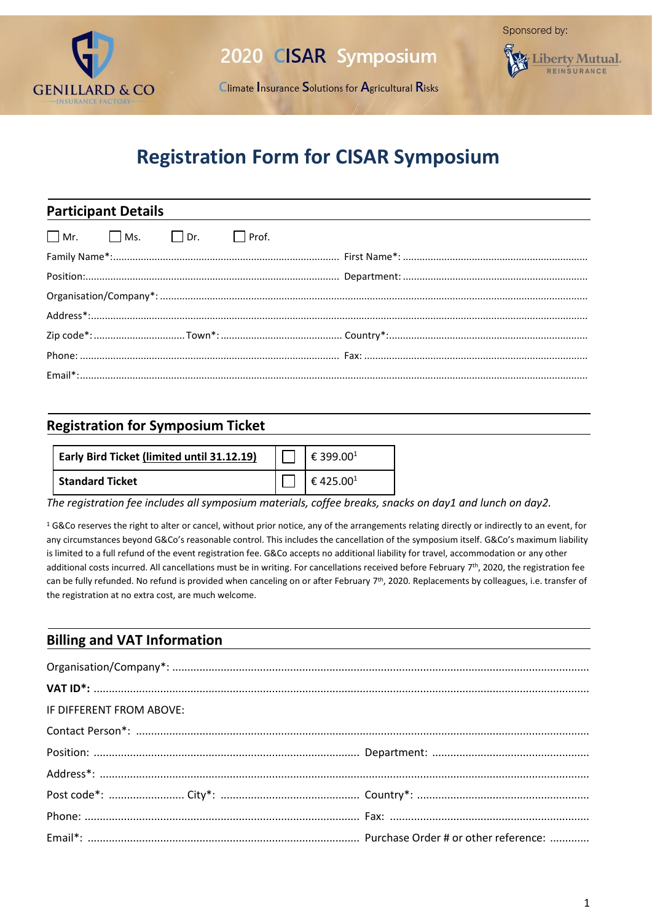GENILLARD & CO
INSURANCE FACTORY

2020 CISAR Symposium

Climate Insurance Solutions for Agricultural Risks

Sponsored by: Liberty Mutual. REINSURANCE

# Registration Form for CISAR Symposium

## Participant Details

☐ Mr. ☐ Ms. ☐ Dr. ☐ Prof.

Family Name*:........................................ First Name*: ........................................

Position:........................................ Department: ........................................

Organisation/Company*: ........................................

Address*:........................................

Zip code*: .................... Town*: .................... Country*:....................

Phone: ........................................ Fax: ........................................

Email*:........................................

## Registration for Symposium Ticket

| | | |
|---|---|---|
| **Early Bird Ticket (limited until 31.12.19)** | ☐ | € 399.00[1] |
| **Standard Ticket** | ☐ | € 425.00[1] |

*The registration fee includes all symposium materials, coffee breaks, snacks on day1 and lunch on day2.*

[1] G&Co reserves the right to alter or cancel, without prior notice, any of the arrangements relating directly or indirectly to an event, for any circumstances beyond G&Co's reasonable control. This includes the cancellation of the symposium itself. G&Co's maximum liability is limited to a full refund of the event registration fee. G&Co accepts no additional liability for travel, accommodation or any other additional costs incurred. All cancellations must be in writing. For cancellations received before February 7th, 2020, the registration fee can be fully refunded. No refund is provided when canceling on or after February 7th, 2020. Replacements by colleagues, i.e. transfer of the registration at no extra cost, are much welcome.

## Billing and VAT Information

Organisation/Company*: ........................................

**VAT ID*:** ........................................

IF DIFFERENT FROM ABOVE:

Contact Person*: ........................................

Position: ........................................ Department: ........................................

Address*: ........................................

Post code*: .................... City*: .................... Country*: ....................

Phone: ........................................ Fax: ........................................

Email*: ........................................ Purchase Order # or other reference: .............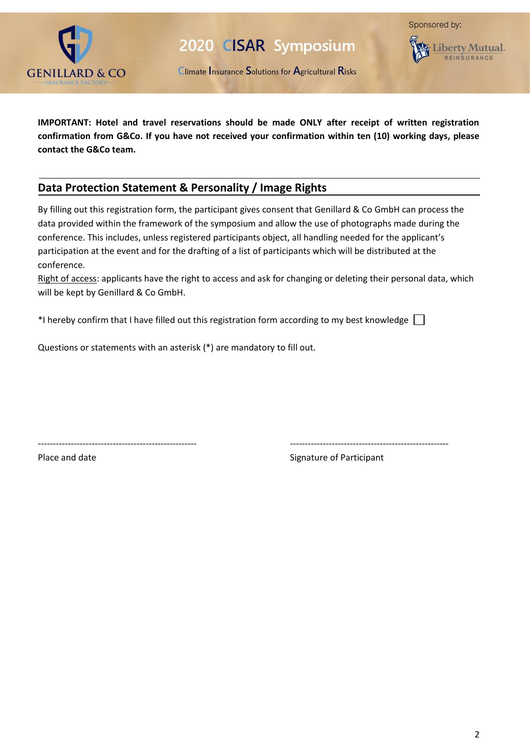**IMPORTANT: Hotel and travel reservations should be made ONLY after receipt of written registration confirmation from G&Co. If you have not received your confirmation within ten (10) working days, please contact the G&Co team.**

## Data Protection Statement & Personality / Image Rights

By filling out this registration form, the participant gives consent that Genillard & Co GmbH can process the data provided within the framework of the symposium and allow the use of photographs made during the conference. This includes, unless registered participants object, all handling needed for the applicant's participation at the event and for the drafting of a list of participants which will be distributed at the conference.

Right of access: applicants have the right to access and ask for changing or deleting their personal data, which will be kept by Genillard & Co GmbH.

*I hereby confirm that I have filled out this registration form according to my best knowledge ☐

Questions or statements with an asterisk (*) are mandatory to fill out.

-----------------------------------------------------

Place and date

-----------------------------------------------------

Signature of Participant